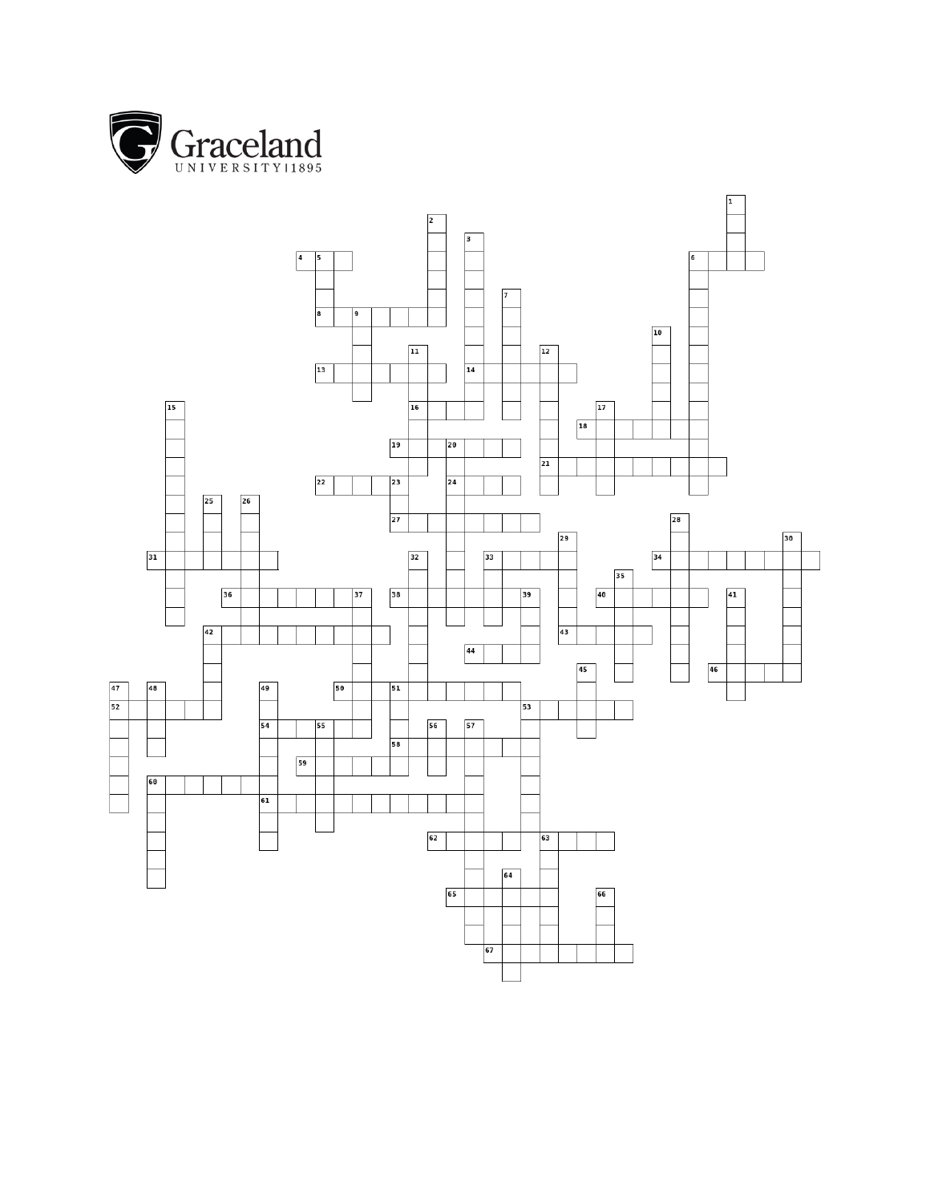Graceland

UNIVERSITY | 1895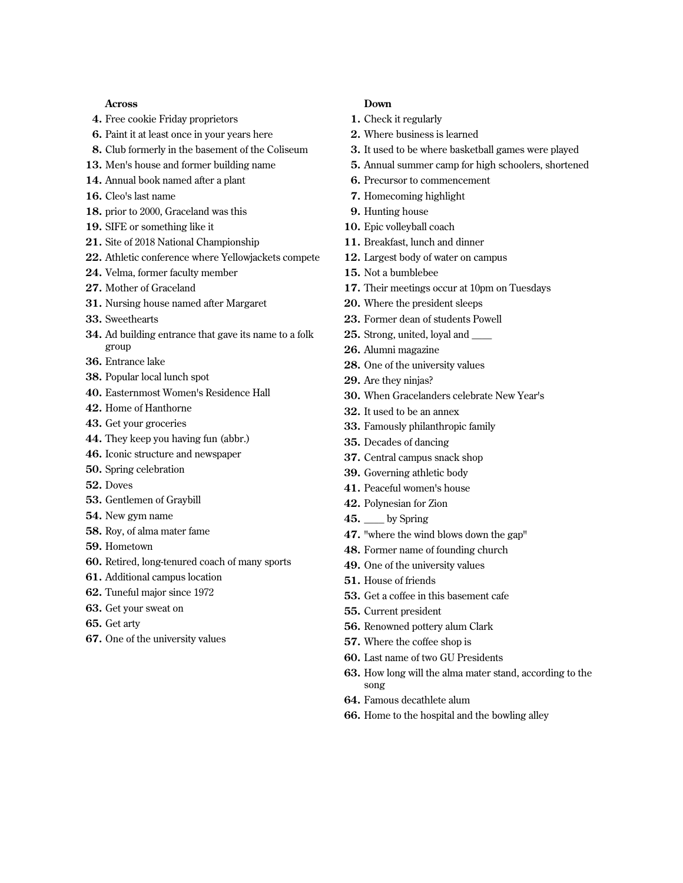## Across

**4.** Free cookie Friday proprietors
**6.** Paint it at least once in your years here
**8.** Club formerly in the basement of the Coliseum
**13.** Men's house and former building name
**14.** Annual book named after a plant
**16.** Cleo's last name
**18.** prior to 2000, Graceland was this
**19.** SIFE or something like it
**21.** Site of 2018 National Championship
**22.** Athletic conference where Yellowjackets compete
**24.** Velma, former faculty member
**27.** Mother of Graceland
**31.** Nursing house named after Margaret
**33.** Sweethearts
**34.** Ad building entrance that gave its name to a folk group
**36.** Entrance lake
**38.** Popular local lunch spot
**40.** Easternmost Women's Residence Hall
**42.** Home of Hanthorne
**43.** Get your groceries
**44.** They keep you having fun (abbr.)
**46.** Iconic structure and newspaper
**50.** Spring celebration
**52.** Doves
**53.** Gentlemen of Graybill
**54.** New gym name
**58.** Roy, of alma mater fame
**59.** Hometown
**60.** Retired, long-tenured coach of many sports
**61.** Additional campus location
**62.** Tuneful major since 1972
**63.** Get your sweat on
**65.** Get arty
**67.** One of the university values

## Down

**1.** Check it regularly
**2.** Where business is learned
**3.** It used to be where basketball games were played
**5.** Annual summer camp for high schoolers, shortened
**6.** Precursor to commencement
**7.** Homecoming highlight
**9.** Hunting house
**10.** Epic volleyball coach
**11.** Breakfast, lunch and dinner
**12.** Largest body of water on campus
**15.** Not a bumblebee
**17.** Their meetings occur at 10pm on Tuesdays
**20.** Where the president sleeps
**23.** Former dean of students Powell
**25.** Strong, united, loyal and ____
**26.** Alumni magazine
**28.** One of the university values
**29.** Are they ninjas?
**30.** When Gracelanders celebrate New Year's
**32.** It used to be an annex
**33.** Famously philanthropic family
**35.** Decades of dancing
**37.** Central campus snack shop
**39.** Governing athletic body
**41.** Peaceful women's house
**42.** Polynesian for Zion
**45.** ____ by Spring
**47.** "where the wind blows down the gap"
**48.** Former name of founding church
**49.** One of the university values
**51.** House of friends
**53.** Get a coffee in this basement cafe
**55.** Current president
**56.** Renowned pottery alum Clark
**57.** Where the coffee shop is
**60.** Last name of two GU Presidents
**63.** How long will the alma mater stand, according to the song
**64.** Famous decathlete alum
**66.** Home to the hospital and the bowling alley